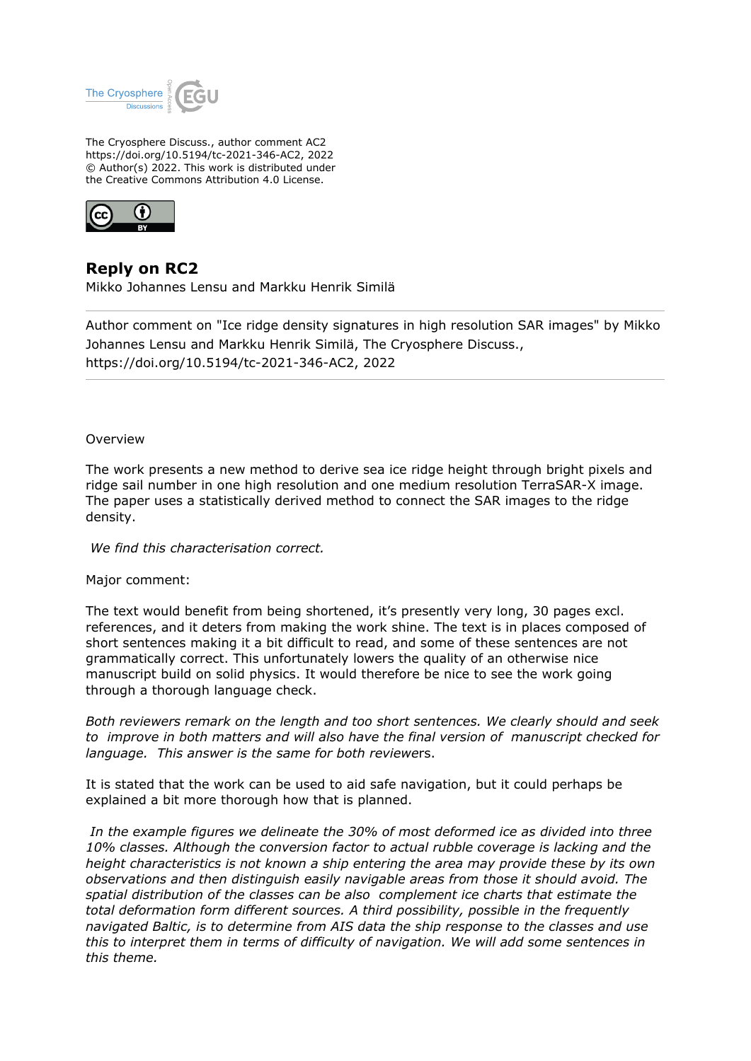The Cryosphere Discuss., author comment AC2
https://doi.org/10.5194/tc-2021-346-AC2, 2022
© Author(s) 2022. This work is distributed under
the Creative Commons Attribution 4.0 License.

## Reply on RC2

Mikko Johannes Lensu and Markku Henrik Similä

---

Author comment on "Ice ridge density signatures in high resolution SAR images" by Mikko Johannes Lensu and Markku Henrik Similä, The Cryosphere Discuss., https://doi.org/10.5194/tc-2021-346-AC2, 2022

---

Overview

The work presents a new method to derive sea ice ridge height through bright pixels and ridge sail number in one high resolution and one medium resolution TerraSAR-X image. The paper uses a statistically derived method to connect the SAR images to the ridge density.

*We find this characterisation correct.*

Major comment:

The text would benefit from being shortened, it's presently very long, 30 pages excl. references, and it deters from making the work shine. The text is in places composed of short sentences making it a bit difficult to read, and some of these sentences are not grammatically correct. This unfortunately lowers the quality of an otherwise nice manuscript build on solid physics. It would therefore be nice to see the work going through a thorough language check.

*Both reviewers remark on the length and too short sentences. We clearly should and seek to improve in both matters and will also have the final version of manuscript checked for language. This answer is the same for both reviewers.*

It is stated that the work can be used to aid safe navigation, but it could perhaps be explained a bit more thorough how that is planned.

*In the example figures we delineate the 30% of most deformed ice as divided into three 10% classes. Although the conversion factor to actual rubble coverage is lacking and the height characteristics is not known a ship entering the area may provide these by its own observations and then distinguish easily navigable areas from those it should avoid. The spatial distribution of the classes can be also complement ice charts that estimate the total deformation form different sources. A third possibility, possible in the frequently navigated Baltic, is to determine from AIS data the ship response to the classes and use this to interpret them in terms of difficulty of navigation. We will add some sentences in this theme.*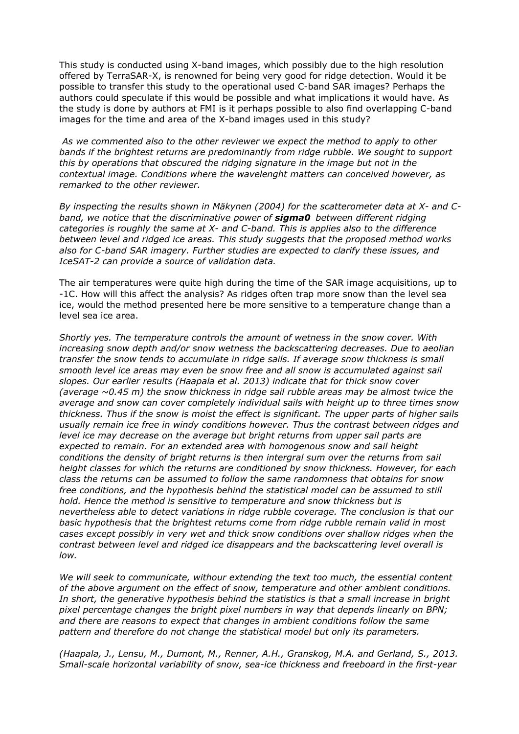This study is conducted using X-band images, which possibly due to the high resolution offered by TerraSAR-X, is renowned for being very good for ridge detection. Would it be possible to transfer this study to the operational used C-band SAR images? Perhaps the authors could speculate if this would be possible and what implications it would have. As the study is done by authors at FMI is it perhaps possible to also find overlapping C-band images for the time and area of the X-band images used in this study?

*As we commented also to the other reviewer we expect the method to apply to other bands if the brightest returns are predominantly from ridge rubble. We sought to support this by operations that obscured the ridging signature in the image but not in the contextual image. Conditions where the wavelenght matters can conceived however, as remarked to the other reviewer.*

*By inspecting the results shown in Mäkynen (2004) for the scatterometer data at X- and C-band, we notice that the discriminative power of **sigma0** between different ridging categories is roughly the same at X- and C-band. This is applies also to the difference between level and ridged ice areas. This study suggests that the proposed method works also for C-band SAR imagery. Further studies are expected to clarify these issues, and IceSAT-2 can provide a source of validation data.*

The air temperatures were quite high during the time of the SAR image acquisitions, up to -1C. How will this affect the analysis? As ridges often trap more snow than the level sea ice, would the method presented here be more sensitive to a temperature change than a level sea ice area.

*Shortly yes. The temperature controls the amount of wetness in the snow cover. With increasing snow depth and/or snow wetness the backscattering decreases. Due to aeolian transfer the snow tends to accumulate in ridge sails. If average snow thickness is small smooth level ice areas may even be snow free and all snow is accumulated against sail slopes. Our earlier results (Haapala et al. 2013) indicate that for thick snow cover (average ~0.45 m) the snow thickness in ridge sail rubble areas may be almost twice the average and snow can cover completely individual sails with height up to three times snow thickness. Thus if the snow is moist the effect is significant. The upper parts of higher sails usually remain ice free in windy conditions however. Thus the contrast between ridges and level ice may decrease on the average but bright returns from upper sail parts are expected to remain. For an extended area with homogenous snow and sail height conditions the density of bright returns is then intergral sum over the returns from sail height classes for which the returns are conditioned by snow thickness. However, for each class the returns can be assumed to follow the same randomness that obtains for snow free conditions, and the hypothesis behind the statistical model can be assumed to still hold. Hence the method is sensitive to temperature and snow thickness but is nevertheless able to detect variations in ridge rubble coverage. The conclusion is that our basic hypothesis that the brightest returns come from ridge rubble remain valid in most cases except possibly in very wet and thick snow conditions over shallow ridges when the contrast between level and ridged ice disappears and the backscattering level overall is low.*

*We will seek to communicate, withour extending the text too much, the essential content of the above argument on the effect of snow, temperature and other ambient conditions. In short, the generative hypothesis behind the statistics is that a small increase in bright pixel percentage changes the bright pixel numbers in way that depends linearly on BPN; and there are reasons to expect that changes in ambient conditions follow the same pattern and therefore do not change the statistical model but only its parameters.*

*(Haapala, J., Lensu, M., Dumont, M., Renner, A.H., Granskog, M.A. and Gerland, S., 2013. Small-scale horizontal variability of snow, sea-ice thickness and freeboard in the first-year*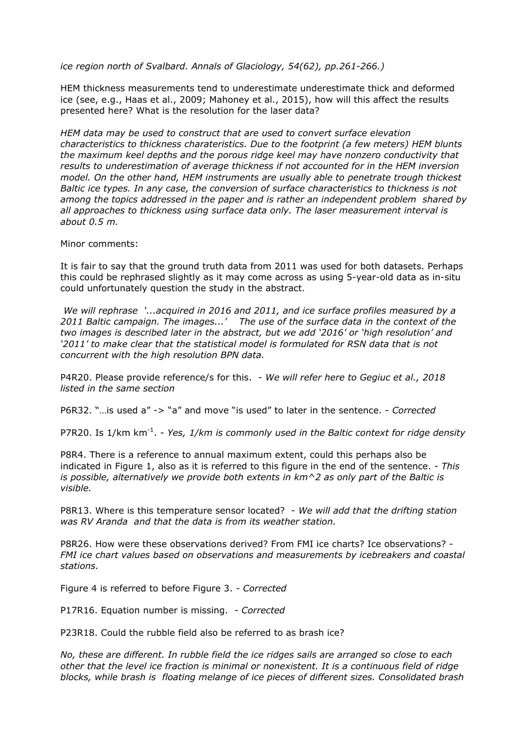*ice region north of Svalbard. Annals of Glaciology, 54(62), pp.261-266.)*

HEM thickness measurements tend to underestimate underestimate thick and deformed ice (see, e.g., Haas et al., 2009; Mahoney et al., 2015), how will this affect the results presented here? What is the resolution for the laser data?

*HEM data may be used to construct that are used to convert surface elevation characteristics to thickness charateristics. Due to the footprint (a few meters) HEM blunts the maximum keel depths and the porous ridge keel may have nonzero conductivity that results to underestimation of average thickness if not accounted for in the HEM inversion model. On the other hand, HEM instruments are usually able to penetrate trough thickest Baltic ice types. In any case, the conversion of surface characteristics to thickness is not among the topics addressed in the paper and is rather an independent problem shared by all approaches to thickness using surface data only. The laser measurement interval is about 0.5 m.*

Minor comments:

It is fair to say that the ground truth data from 2011 was used for both datasets. Perhaps this could be rephrased slightly as it may come across as using 5-year-old data as in-situ could unfortunately question the study in the abstract.

*We will rephrase '...acquired in 2016 and 2011, and ice surface profiles measured by a 2011 Baltic campaign. The images...' The use of the surface data in the context of the two images is described later in the abstract, but we add '2016' or 'high resolution' and '2011' to make clear that the statistical model is formulated for RSN data that is not concurrent with the high resolution BPN data.*

P4R20. Please provide reference/s for this. - *We will refer here to Gegiuc et al., 2018 listed in the same section*

P6R32. "…is used a" -> "a" and move "is used" to later in the sentence. - *Corrected*

P7R20. Is 1/km km$^{-1}$. - *Yes, 1/km is commonly used in the Baltic context for ridge density*

P8R4. There is a reference to annual maximum extent, could this perhaps also be indicated in Figure 1, also as it is referred to this figure in the end of the sentence. - *This is possible, alternatively we provide both extents in km^2 as only part of the Baltic is visible.*

P8R13. Where is this temperature sensor located? - *We will add that the drifting station was RV Aranda and that the data is from its weather station.*

P8R26. How were these observations derived? From FMI ice charts? Ice observations? - *FMI ice chart values based on observations and measurements by icebreakers and coastal stations.*

Figure 4 is referred to before Figure 3. - *Corrected*

P17R16. Equation number is missing. - *Corrected*

P23R18. Could the rubble field also be referred to as brash ice?

*No, these are different. In rubble field the ice ridges sails are arranged so close to each other that the level ice fraction is minimal or nonexistent. It is a continuous field of ridge blocks, while brash is floating melange of ice pieces of different sizes. Consolidated brash*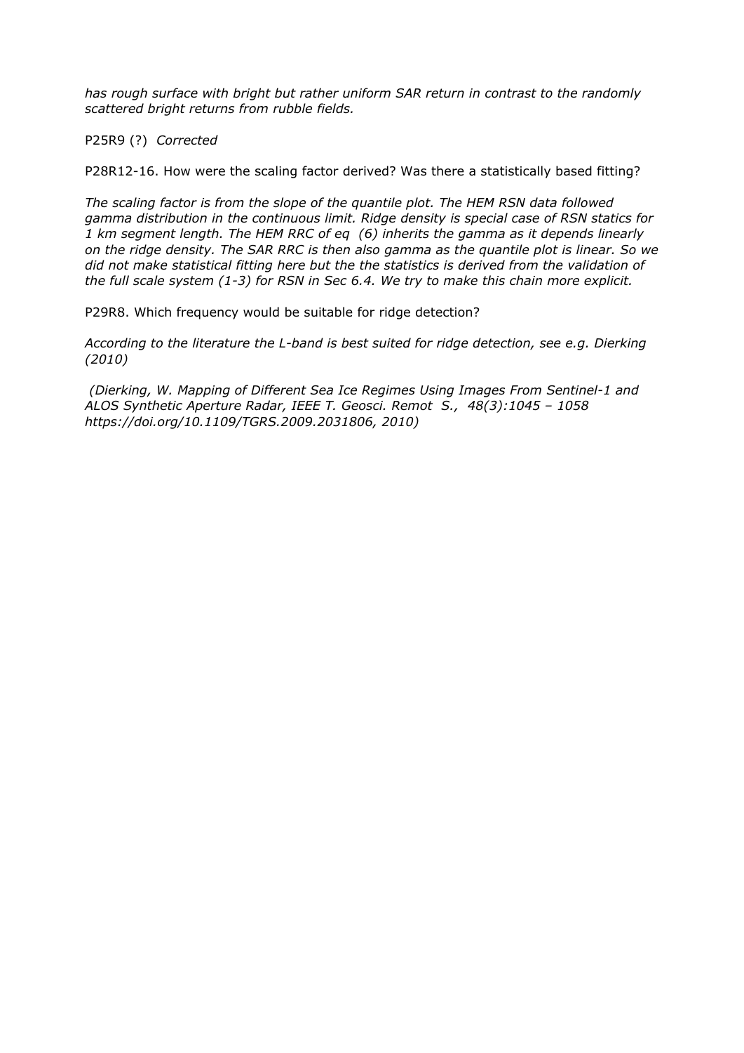*has rough surface with bright but rather uniform SAR return in contrast to the randomly scattered bright returns from rubble fields.*

P25R9 (?) *Corrected*

P28R12-16. How were the scaling factor derived? Was there a statistically based fitting?

*The scaling factor is from the slope of the quantile plot. The HEM RSN data followed gamma distribution in the continuous limit. Ridge density is special case of RSN statics for 1 km segment length. The HEM RRC of eq (6) inherits the gamma as it depends linearly on the ridge density. The SAR RRC is then also gamma as the quantile plot is linear. So we did not make statistical fitting here but the the statistics is derived from the validation of the full scale system (1-3) for RSN in Sec 6.4. We try to make this chain more explicit.*

P29R8. Which frequency would be suitable for ridge detection?

*According to the literature the L-band is best suited for ridge detection, see e.g. Dierking (2010)*

*(Dierking, W. Mapping of Different Sea Ice Regimes Using Images From Sentinel-1 and ALOS Synthetic Aperture Radar, IEEE T. Geosci. Remot S., 48(3):1045 – 1058 https://doi.org/10.1109/TGRS.2009.2031806, 2010)*